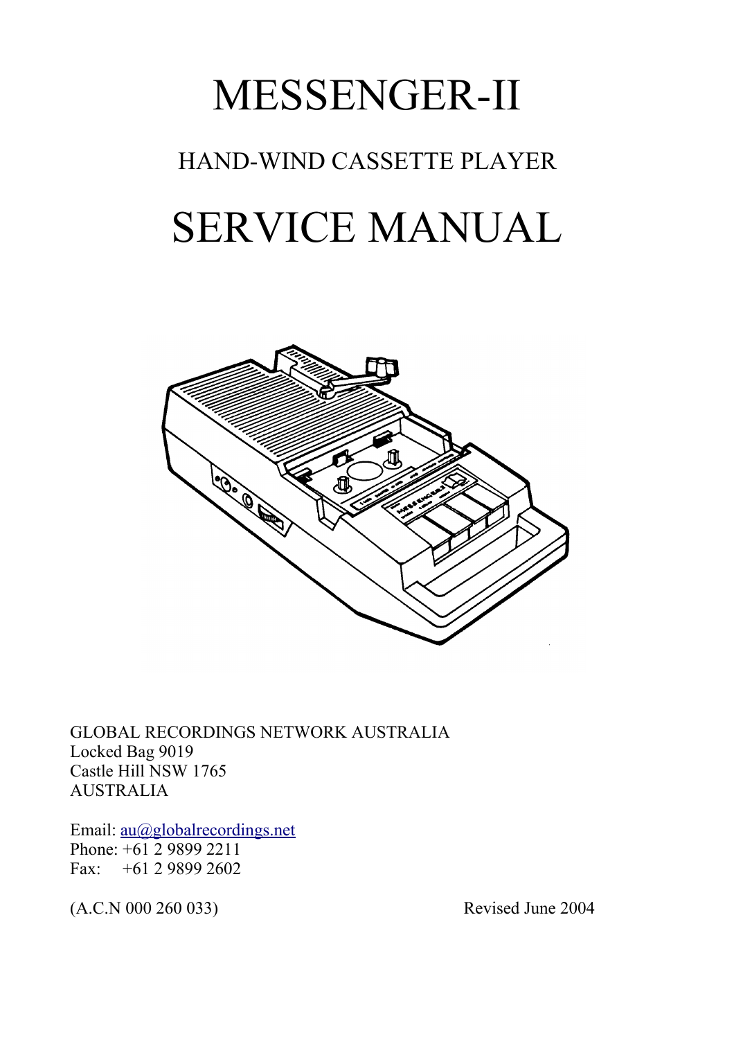# MESSENGER-II

## HAND-WIND CASSETTE PLAYER

# SERVICE MANUAL

GLOBAL RECORDINGS NETWORK AUSTRALIA
Locked Bag 9019
Castle Hill NSW 1765
AUSTRALIA

Email: au@globalrecordings.net
Phone: +61 2 9899 2211
Fax: +61 2 9899 2602

(A.C.N 000 260 033)

Revised June 2004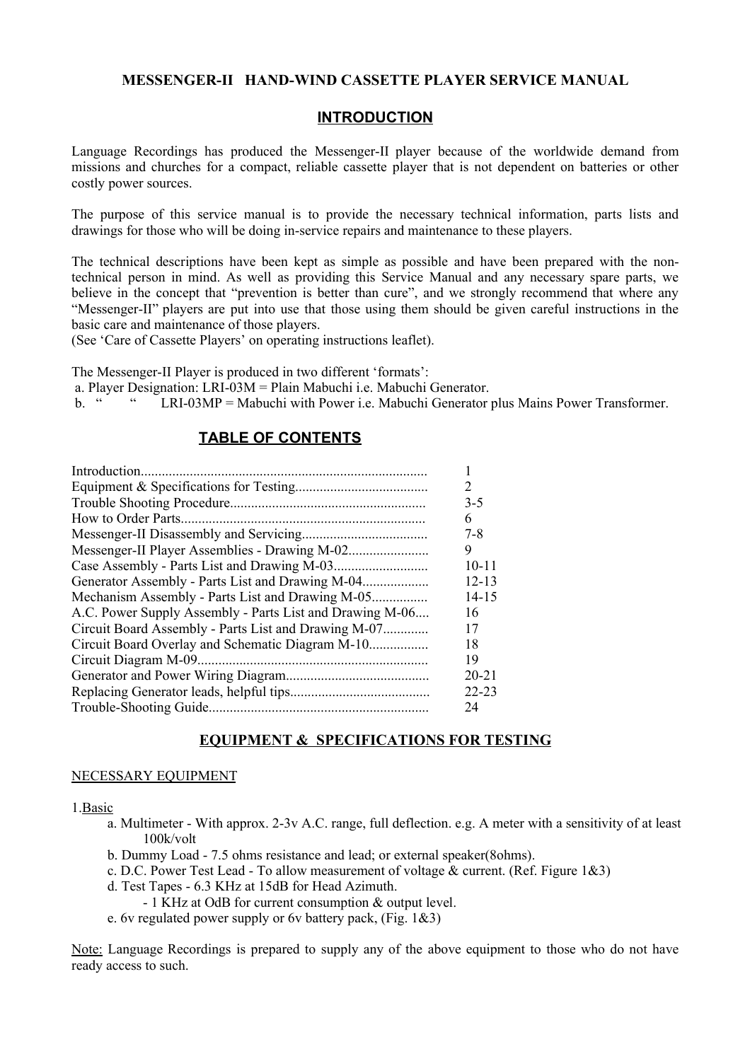# MESSENGER-II HAND-WIND CASSETTE PLAYER SERVICE MANUAL

## INTRODUCTION

Language Recordings has produced the Messenger-II player because of the worldwide demand from missions and churches for a compact, reliable cassette player that is not dependent on batteries or other costly power sources.

The purpose of this service manual is to provide the necessary technical information, parts lists and drawings for those who will be doing in-service repairs and maintenance to these players.

The technical descriptions have been kept as simple as possible and have been prepared with the non-technical person in mind. As well as providing this Service Manual and any necessary spare parts, we believe in the concept that "prevention is better than cure", and we strongly recommend that where any "Messenger-II" players are put into use that those using them should be given careful instructions in the basic care and maintenance of those players.
(See 'Care of Cassette Players' on operating instructions leaflet).

The Messenger-II Player is produced in two different 'formats':
a. Player Designation: LRI-03M = Plain Mabuchi i.e. Mabuchi Generator.
b. " " LRI-03MP = Mabuchi with Power i.e. Mabuchi Generator plus Mains Power Transformer.

## TABLE OF CONTENTS

| | |
|---|---|
| Introduction | 1 |
| Equipment & Specifications for Testing | 2 |
| Trouble Shooting Procedure | 3-5 |
| How to Order Parts | 6 |
| Messenger-II Disassembly and Servicing | 7-8 |
| Messenger-II Player Assemblies - Drawing M-02 | 9 |
| Case Assembly - Parts List and Drawing M-03 | 10-11 |
| Generator Assembly - Parts List and Drawing M-04 | 12-13 |
| Mechanism Assembly - Parts List and Drawing M-05 | 14-15 |
| A.C. Power Supply Assembly - Parts List and Drawing M-06 | 16 |
| Circuit Board Assembly - Parts List and Drawing M-07 | 17 |
| Circuit Board Overlay and Schematic Diagram M-10 | 18 |
| Circuit Diagram M-09 | 19 |
| Generator and Power Wiring Diagram | 20-21 |
| Replacing Generator leads, helpful tips | 22-23 |
| Trouble-Shooting Guide | 24 |

## EQUIPMENT & SPECIFICATIONS FOR TESTING

NECESSARY EQUIPMENT

1. Basic
   a. Multimeter - With approx. 2-3v A.C. range, full deflection. e.g. A meter with a sensitivity of at least 100k/volt
   b. Dummy Load - 7.5 ohms resistance and lead; or external speaker(8ohms).
   c. D.C. Power Test Lead - To allow measurement of voltage & current. (Ref. Figure 1&3)
   d. Test Tapes - 6.3 KHz at 15dB for Head Azimuth.
      - 1 KHz at OdB for current consumption & output level.
   e. 6v regulated power supply or 6v battery pack, (Fig. 1&3)

Note: Language Recordings is prepared to supply any of the above equipment to those who do not have ready access to such.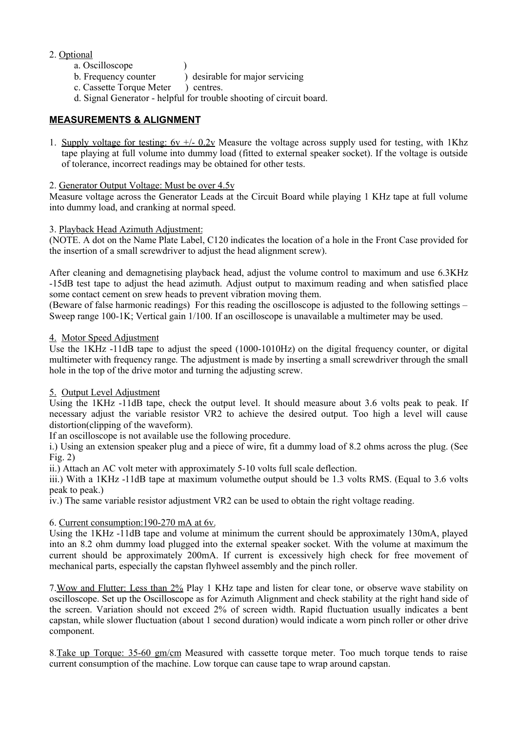2. Optional

   a. Oscilloscope )
   b. Frequency counter ) desirable for major servicing
   c. Cassette Torque Meter ) centres.
   d. Signal Generator - helpful for trouble shooting of circuit board.

## MEASUREMENTS & ALIGNMENT

1. Supply voltage for testing: 6v +/- 0.2v Measure the voltage across supply used for testing, with 1Khz tape playing at full volume into dummy load (fitted to external speaker socket). If the voltage is outside of tolerance, incorrect readings may be obtained for other tests.

2. Generator Output Voltage: Must be over 4.5v
Measure voltage across the Generator Leads at the Circuit Board while playing 1 KHz tape at full volume into dummy load, and cranking at normal speed.

3. Playback Head Azimuth Adjustment:
(NOTE. A dot on the Name Plate Label, C120 indicates the location of a hole in the Front Case provided for the insertion of a small screwdriver to adjust the head alignment screw).

After cleaning and demagnetising playback head, adjust the volume control to maximum and use 6.3KHz -15dB test tape to adjust the head azimuth. Adjust output to maximum reading and when satisfied place some contact cement on srew heads to prevent vibration moving them.
(Beware of false harmonic readings) For this reading the oscilloscope is adjusted to the following settings – Sweep range 100-1K; Vertical gain 1/100. If an oscilloscope is unavailable a multimeter may be used.

4. Motor Speed Adjustment
Use the 1KHz -11dB tape to adjust the speed (1000-1010Hz) on the digital frequency counter, or digital multimeter with frequency range. The adjustment is made by inserting a small screwdriver through the small hole in the top of the drive motor and turning the adjusting screw.

5. Output Level Adjustment
Using the 1KHz -11dB tape, check the output level. It should measure about 3.6 volts peak to peak. If necessary adjust the variable resistor VR2 to achieve the desired output. Too high a level will cause distortion(clipping of the waveform).
If an oscilloscope is not available use the following procedure.
i.) Using an extension speaker plug and a piece of wire, fit a dummy load of 8.2 ohms across the plug. (See Fig. 2)
ii.) Attach an AC volt meter with approximately 5-10 volts full scale deflection.
iii.) With a 1KHz -11dB tape at maximum volumethe output should be 1.3 volts RMS. (Equal to 3.6 volts peak to peak.)
iv.) The same variable resistor adjustment VR2 can be used to obtain the right voltage reading.

6. Current consumption:190-270 mA at 6v.
Using the 1KHz -11dB tape and volume at minimum the current should be approximately 130mA, played into an 8.2 ohm dummy load plugged into the external speaker socket. With the volume at maximum the current should be approximately 200mA. If current is excessively high check for free movement of mechanical parts, especially the capstan flyhweel assembly and the pinch roller.

7. Wow and Flutter: Less than 2% Play 1 KHz tape and listen for clear tone, or observe wave stability on oscilloscope. Set up the Oscilloscope as for Azimuth Alignment and check stability at the right hand side of the screen. Variation should not exceed 2% of screen width. Rapid fluctuation usually indicates a bent capstan, while slower fluctuation (about 1 second duration) would indicate a worn pinch roller or other drive component.

8. Take up Torque: 35-60 gm/cm Measured with cassette torque meter. Too much torque tends to raise current consumption of the machine. Low torque can cause tape to wrap around capstan.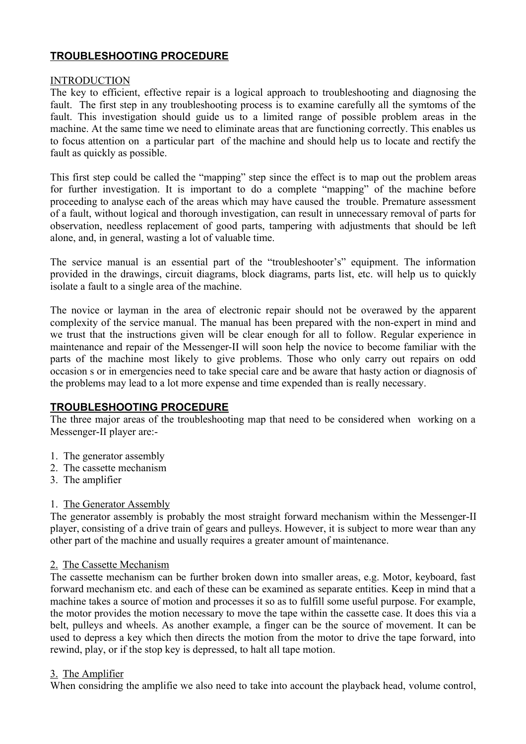## **TROUBLESHOOTING PROCEDURE**

INTRODUCTION

The key to efficient, effective repair is a logical approach to troubleshooting and diagnosing the fault. The first step in any troubleshooting process is to examine carefully all the symtoms of the fault. This investigation should guide us to a limited range of possible problem areas in the machine. At the same time we need to eliminate areas that are functioning correctly. This enables us to focus attention on a particular part of the machine and should help us to locate and rectify the fault as quickly as possible.

This first step could be called the "mapping" step since the effect is to map out the problem areas for further investigation. It is important to do a complete "mapping" of the machine before proceeding to analyse each of the areas which may have caused the trouble. Premature assessment of a fault, without logical and thorough investigation, can result in unnecessary removal of parts for observation, needless replacement of good parts, tampering with adjustments that should be left alone, and, in general, wasting a lot of valuable time.

The service manual is an essential part of the "troubleshooter's" equipment. The information provided in the drawings, circuit diagrams, block diagrams, parts list, etc. will help us to quickly isolate a fault to a single area of the machine.

The novice or layman in the area of electronic repair should not be overawed by the apparent complexity of the service manual. The manual has been prepared with the non-expert in mind and we trust that the instructions given will be clear enough for all to follow. Regular experience in maintenance and repair of the Messenger-II will soon help the novice to become familiar with the parts of the machine most likely to give problems. Those who only carry out repairs on odd occasion s or in emergencies need to take special care and be aware that hasty action or diagnosis of the problems may lead to a lot more expense and time expended than is really necessary.

## **TROUBLESHOOTING PROCEDURE**

The three major areas of the troubleshooting map that need to be considered when working on a Messenger-II player are:-

1. The generator assembly
2. The cassette mechanism
3. The amplifier

1. The Generator Assembly

The generator assembly is probably the most straight forward mechanism within the Messenger-II player, consisting of a drive train of gears and pulleys. However, it is subject to more wear than any other part of the machine and usually requires a greater amount of maintenance.

2. The Cassette Mechanism

The cassette mechanism can be further broken down into smaller areas, e.g. Motor, keyboard, fast forward mechanism etc. and each of these can be examined as separate entities. Keep in mind that a machine takes a source of motion and processes it so as to fulfill some useful purpose. For example, the motor provides the motion necessary to move the tape within the cassette case. It does this via a belt, pulleys and wheels. As another example, a finger can be the source of movement. It can be used to depress a key which then directs the motion from the motor to drive the tape forward, into rewind, play, or if the stop key is depressed, to halt all tape motion.

3. The Amplifier

When considring the amplifie we also need to take into account the playback head, volume control,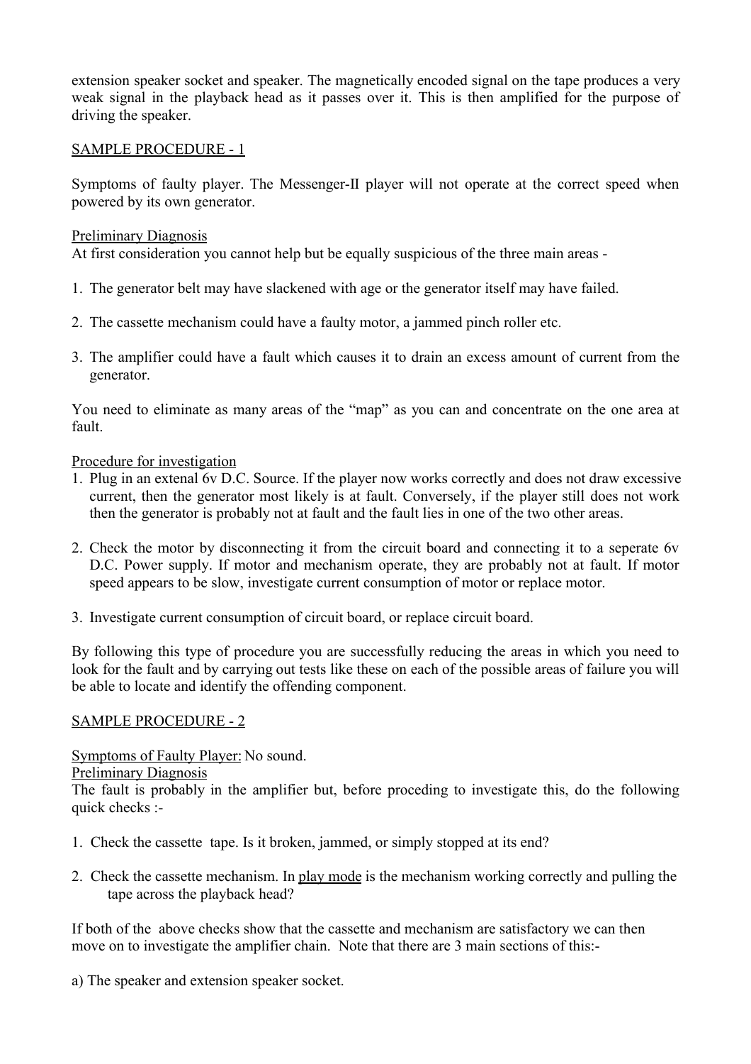extension speaker socket and speaker. The magnetically encoded signal on the tape produces a very weak signal in the playback head as it passes over it. This is then amplified for the purpose of driving the speaker.

<u>SAMPLE PROCEDURE - 1</u>

Symptoms of faulty player. The Messenger-II player will not operate at the correct speed when powered by its own generator.

<u>Preliminary Diagnosis</u>
At first consideration you cannot help but be equally suspicious of the three main areas -

1. The generator belt may have slackened with age or the generator itself may have failed.

2. The cassette mechanism could have a faulty motor, a jammed pinch roller etc.

3. The amplifier could have a fault which causes it to drain an excess amount of current from the generator.

You need to eliminate as many areas of the "map" as you can and concentrate on the one area at fault.

<u>Procedure for investigation</u>

1. Plug in an extenal 6v D.C. Source. If the player now works correctly and does not draw excessive current, then the generator most likely is at fault. Conversely, if the player still does not work then the generator is probably not at fault and the fault lies in one of the two other areas.

2. Check the motor by disconnecting it from the circuit board and connecting it to a seperate 6v D.C. Power supply. If motor and mechanism operate, they are probably not at fault. If motor speed appears to be slow, investigate current consumption of motor or replace motor.

3. Investigate current consumption of circuit board, or replace circuit board.

By following this type of procedure you are successfully reducing the areas in which you need to look for the fault and by carrying out tests like these on each of the possible areas of failure you will be able to locate and identify the offending component.

<u>SAMPLE PROCEDURE - 2</u>

<u>Symptoms of Faulty Player:</u> No sound.
<u>Preliminary Diagnosis</u>
The fault is probably in the amplifier but, before proceding to investigate this, do the following quick checks :-

1. Check the cassette tape. Is it broken, jammed, or simply stopped at its end?

2. Check the cassette mechanism. In <u>play mode</u> is the mechanism working correctly and pulling the tape across the playback head?

If both of the above checks show that the cassette and mechanism are satisfactory we can then move on to investigate the amplifier chain. Note that there are 3 main sections of this:-

a) The speaker and extension speaker socket.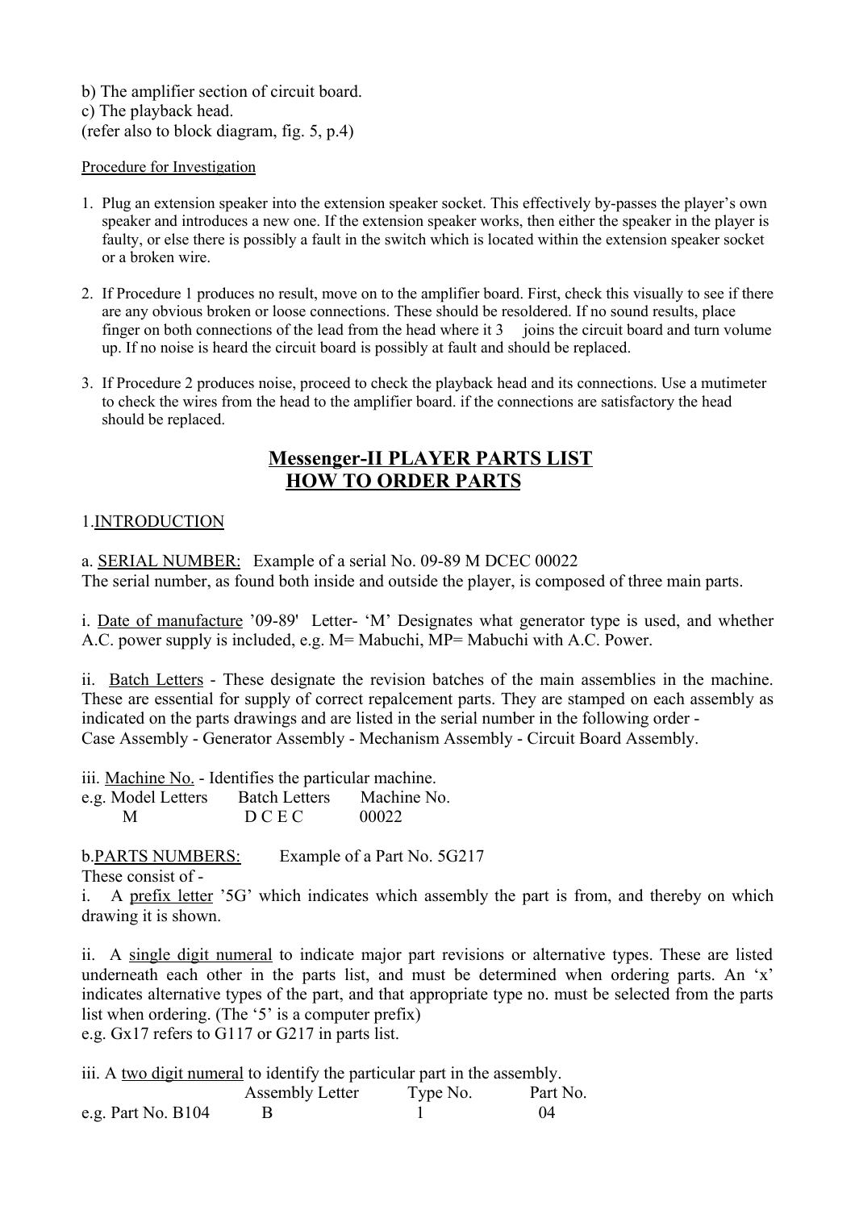b) The amplifier section of circuit board.
c) The playback head.
(refer also to block diagram, fig. 5, p.4)

Procedure for Investigation

1. Plug an extension speaker into the extension speaker socket. This effectively by-passes the player's own speaker and introduces a new one. If the extension speaker works, then either the speaker in the player is faulty, or else there is possibly a fault in the switch which is located within the extension speaker socket or a broken wire.

2. If Procedure 1 produces no result, move on to the amplifier board. First, check this visually to see if there are any obvious broken or loose connections. These should be resoldered. If no sound results, place finger on both connections of the lead from the head where it 3 joins the circuit board and turn volume up. If no noise is heard the circuit board is possibly at fault and should be replaced.

3. If Procedure 2 produces noise, proceed to check the playback head and its connections. Use a mutimeter to check the wires from the head to the amplifier board. if the connections are satisfactory the head should be replaced.

## Messenger-II PLAYER PARTS LIST
## HOW TO ORDER PARTS

1.INTRODUCTION

a. SERIAL NUMBER: Example of a serial No. 09-89 M DCEC 00022
The serial number, as found both inside and outside the player, is composed of three main parts.

i. Date of manufacture '09-89' Letter- 'M' Designates what generator type is used, and whether A.C. power supply is included, e.g. M= Mabuchi, MP= Mabuchi with A.C. Power.

ii. Batch Letters - These designate the revision batches of the main assemblies in the machine. These are essential for supply of correct repalcement parts. They are stamped on each assembly as indicated on the parts drawings and are listed in the serial number in the following order -
Case Assembly - Generator Assembly - Mechanism Assembly - Circuit Board Assembly.

iii. Machine No. - Identifies the particular machine.

| e.g. Model Letters | Batch Letters | Machine No. |
|---|---|---|
| M | D C E C | 00022 |

b.PARTS NUMBERS: Example of a Part No. 5G217
These consist of -

i. A prefix letter '5G' which indicates which assembly the part is from, and thereby on which drawing it is shown.

ii. A single digit numeral to indicate major part revisions or alternative types. These are listed underneath each other in the parts list, and must be determined when ordering parts. An 'x' indicates alternative types of the part, and that appropriate type no. must be selected from the parts list when ordering. (The '5' is a computer prefix)
e.g. Gx17 refers to G117 or G217 in parts list.

iii. A two digit numeral to identify the particular part in the assembly.

| | Assembly Letter | Type No. | Part No. |
|---|---|---|---|
| e.g. Part No. B104 | B | 1 | 04 |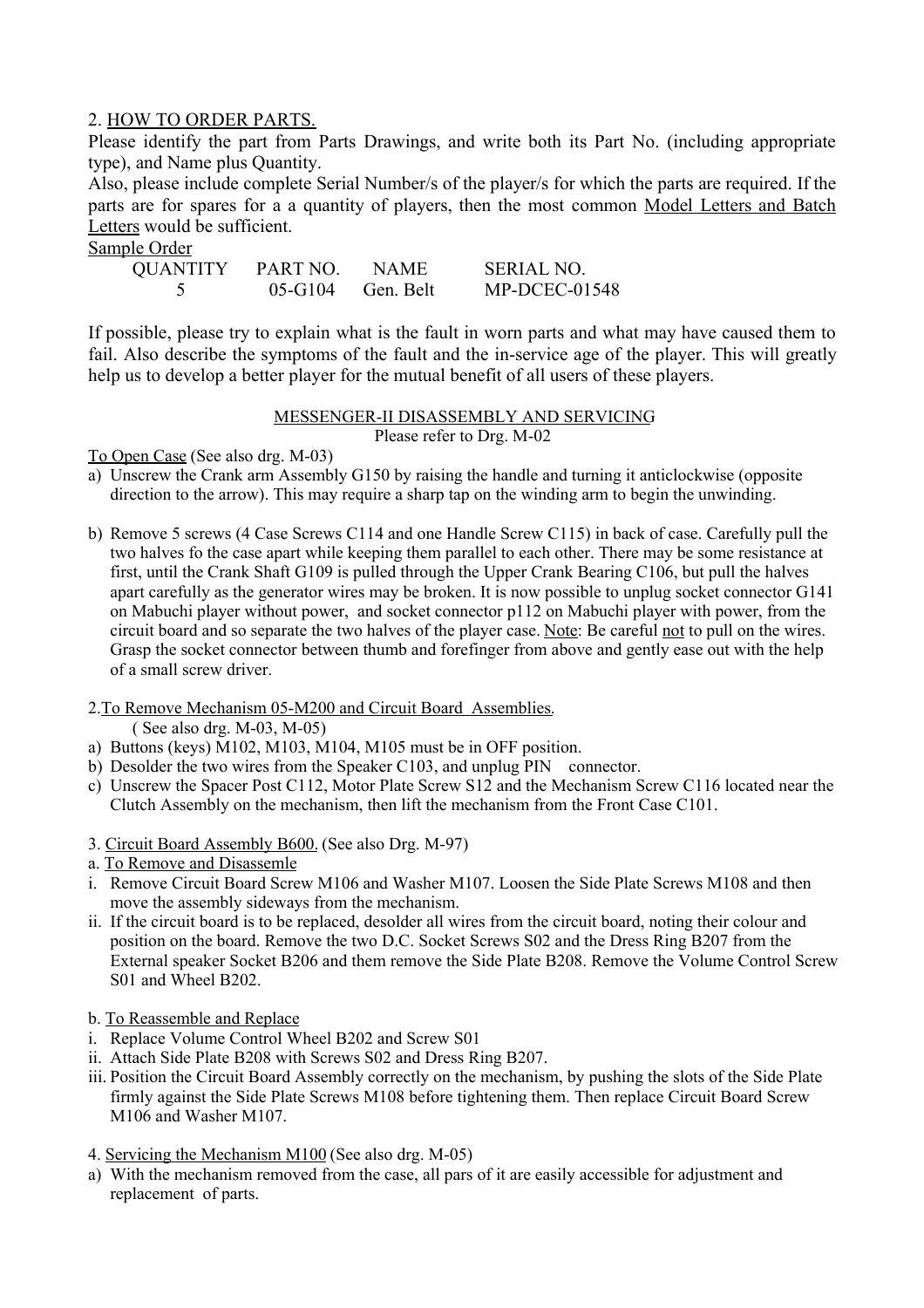2. <u>HOW TO ORDER PARTS.</u>

Please identify the part from Parts Drawings, and write both its Part No. (including appropriate type), and Name plus Quantity.

Also, please include complete Serial Number/s of the player/s for which the parts are required. If the parts are for spares for a a quantity of players, then the most common <u>Model Letters and Batch Letters</u> would be sufficient.

<u>Sample Order</u>

| QUANTITY | PART NO. | NAME | SERIAL NO. |
|---|---|---|---|
| 5 | 05-G104 | Gen. Belt | MP-DCEC-01548 |

If possible, please try to explain what is the fault in worn parts and what may have caused them to fail. Also describe the symptoms of the fault and the in-service age of the player. This will greatly help us to develop a better player for the mutual benefit of all users of these players.

## <u>MESSENGER-II DISASSEMBLY AND SERVICING</u>

Please refer to Drg. M-02

<u>To Open Case</u> (See also drg. M-03)

a) Unscrew the Crank arm Assembly G150 by raising the handle and turning it anticlockwise (opposite direction to the arrow). This may require a sharp tap on the winding arm to begin the unwinding.

b) Remove 5 screws (4 Case Screws C114 and one Handle Screw C115) in back of case. Carefully pull the two halves fo the case apart while keeping them parallel to each other. There may be some resistance at first, until the Crank Shaft G109 is pulled through the Upper Crank Bearing C106, but pull the halves apart carefully as the generator wires may be broken. It is now possible to unplug socket connector G141 on Mabuchi player without power, and socket connector p112 on Mabuchi player with power, from the circuit board and so separate the two halves of the player case. <u>Note</u>: Be careful <u>not</u> to pull on the wires. Grasp the socket connector between thumb and forefinger from above and gently ease out with the help of a small screw driver.

2.<u>To Remove Mechanism 05-M200 and Circuit Board Assemblies.</u>

( See also drg. M-03, M-05)

a) Buttons (keys) M102, M103, M104, M105 must be in OFF position.
b) Desolder the two wires from the Speaker C103, and unplug PIN connector.
c) Unscrew the Spacer Post C112, Motor Plate Screw S12 and the Mechanism Screw C116 located near the Clutch Assembly on the mechanism, then lift the mechanism from the Front Case C101.

3. <u>Circuit Board Assembly B600.</u> (See also Drg. M-97)

a. <u>To Remove and Disassemle</u>

i. Remove Circuit Board Screw M106 and Washer M107. Loosen the Side Plate Screws M108 and then move the assembly sideways from the mechanism.
ii. If the circuit board is to be replaced, desolder all wires from the circuit board, noting their colour and position on the board. Remove the two D.C. Socket Screws S02 and the Dress Ring B207 from the External speaker Socket B206 and them remove the Side Plate B208. Remove the Volume Control Screw S01 and Wheel B202.

b. <u>To Reassemble and Replace</u>

i. Replace Volume Control Wheel B202 and Screw S01
ii. Attach Side Plate B208 with Screws S02 and Dress Ring B207.
iii. Position the Circuit Board Assembly correctly on the mechanism, by pushing the slots of the Side Plate firmly against the Side Plate Screws M108 before tightening them. Then replace Circuit Board Screw M106 and Washer M107.

4. <u>Servicing the Mechanism M100</u> (See also drg. M-05)

a) With the mechanism removed from the case, all pars of it are easily accessible for adjustment and replacement of parts.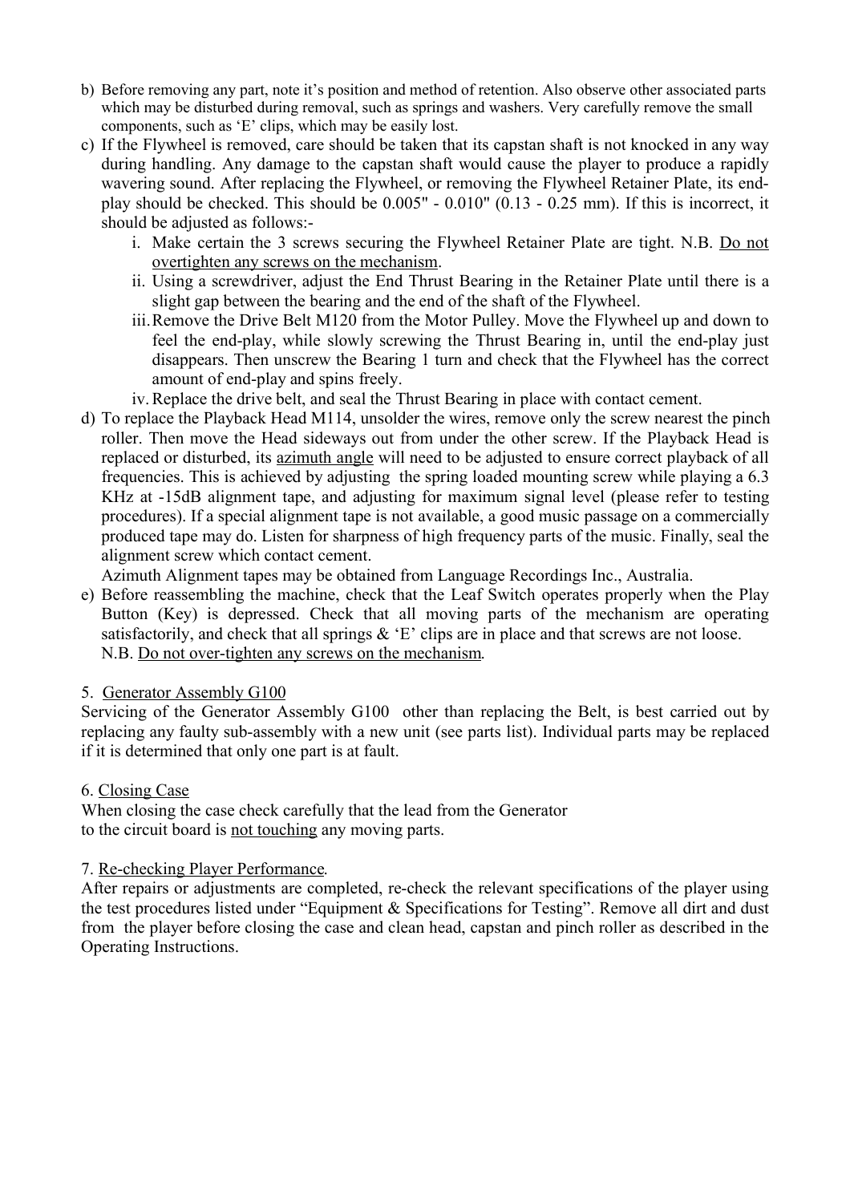b) Before removing any part, note it's position and method of retention. Also observe other associated parts which may be disturbed during removal, such as springs and washers. Very carefully remove the small components, such as 'E' clips, which may be easily lost.

c) If the Flywheel is removed, care should be taken that its capstan shaft is not knocked in any way during handling. Any damage to the capstan shaft would cause the player to produce a rapidly wavering sound. After replacing the Flywheel, or removing the Flywheel Retainer Plate, its end-play should be checked. This should be 0.005" - 0.010" (0.13 - 0.25 mm). If this is incorrect, it should be adjusted as follows:-
   i. Make certain the 3 screws securing the Flywheel Retainer Plate are tight. N.B. Do not overtighten any screws on the mechanism.
   ii. Using a screwdriver, adjust the End Thrust Bearing in the Retainer Plate until there is a slight gap between the bearing and the end of the shaft of the Flywheel.
   iii. Remove the Drive Belt M120 from the Motor Pulley. Move the Flywheel up and down to feel the end-play, while slowly screwing the Thrust Bearing in, until the end-play just disappears. Then unscrew the Bearing 1 turn and check that the Flywheel has the correct amount of end-play and spins freely.
   iv. Replace the drive belt, and seal the Thrust Bearing in place with contact cement.

d) To replace the Playback Head M114, unsolder the wires, remove only the screw nearest the pinch roller. Then move the Head sideways out from under the other screw. If the Playback Head is replaced or disturbed, its azimuth angle will need to be adjusted to ensure correct playback of all frequencies. This is achieved by adjusting the spring loaded mounting screw while playing a 6.3 KHz at -15dB alignment tape, and adjusting for maximum signal level (please refer to testing procedures). If a special alignment tape is not available, a good music passage on a commercially produced tape may do. Listen for sharpness of high frequency parts of the music. Finally, seal the alignment screw which contact cement.

   Azimuth Alignment tapes may be obtained from Language Recordings Inc., Australia.

e) Before reassembling the machine, check that the Leaf Switch operates properly when the Play Button (Key) is depressed. Check that all moving parts of the mechanism are operating satisfactorily, and check that all springs & 'E' clips are in place and that screws are not loose.
   N.B. Do not over-tighten any screws on the mechanism.

5. Generator Assembly G100

Servicing of the Generator Assembly G100 other than replacing the Belt, is best carried out by replacing any faulty sub-assembly with a new unit (see parts list). Individual parts may be replaced if it is determined that only one part is at fault.

6. Closing Case

When closing the case check carefully that the lead from the Generator to the circuit board is not touching any moving parts.

7. Re-checking Player Performance.

After repairs or adjustments are completed, re-check the relevant specifications of the player using the test procedures listed under "Equipment & Specifications for Testing". Remove all dirt and dust from the player before closing the case and clean head, capstan and pinch roller as described in the Operating Instructions.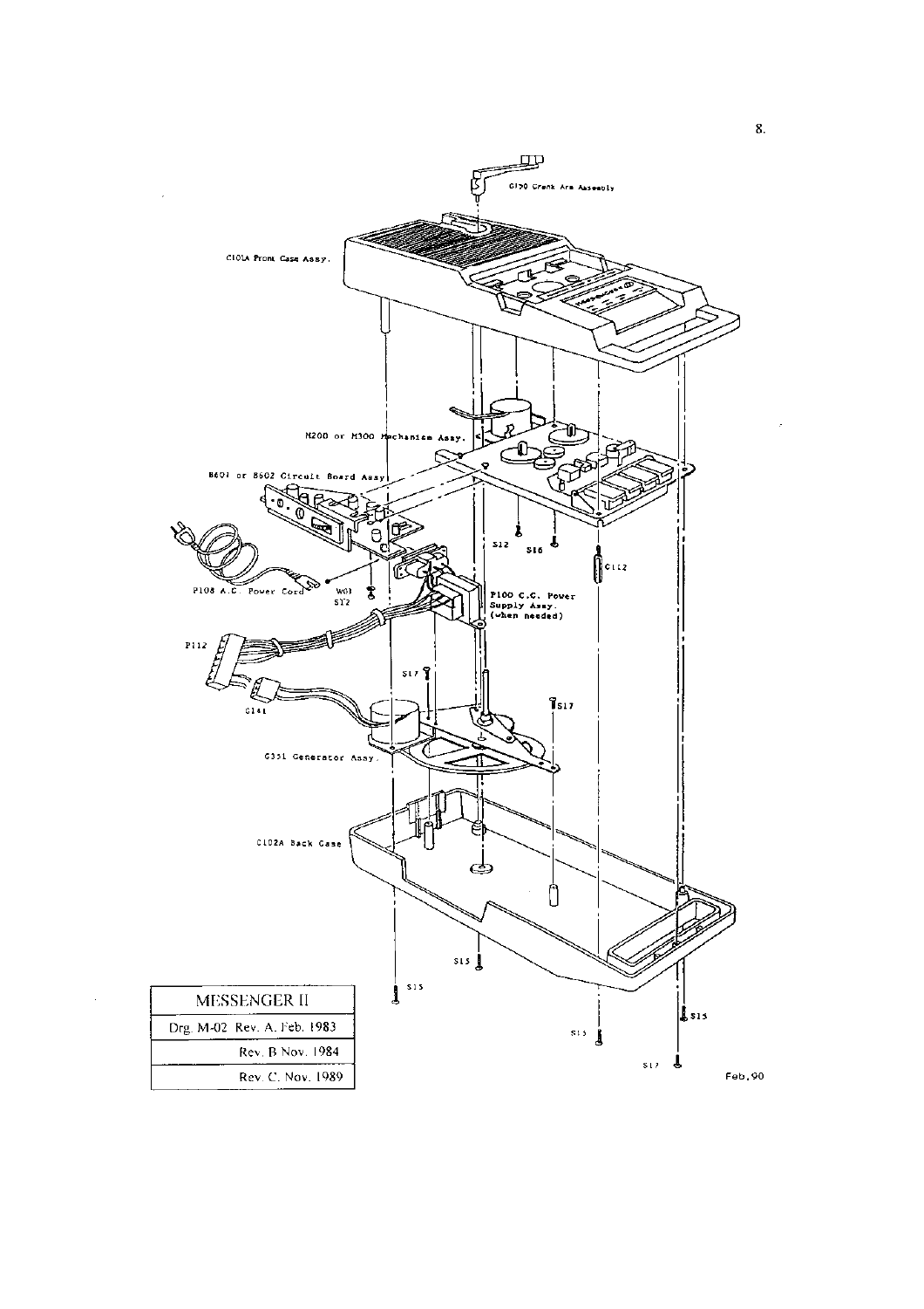G130 Crank Arm Assembly

C101A Front Case Assy.

M200 or M300 Mechanism Assy.

B601 or B602 Circuit Board Assy

P108 A.C. Power Cord

W01

S12

S12

S16

C112

P100 C.C. Power Supply Assy. (when needed)

P112

S17

S17

G141

G351 Generator Assy.

C102A Back Case

S15

S15

S15

S13

S17

| MESSENGER II |
|---|
| Drg. M-02 Rev. A. Feb. 1983 |
| Rev. B Nov. 1984 |
| Rev. C. Nov. 1989 |

Feb.90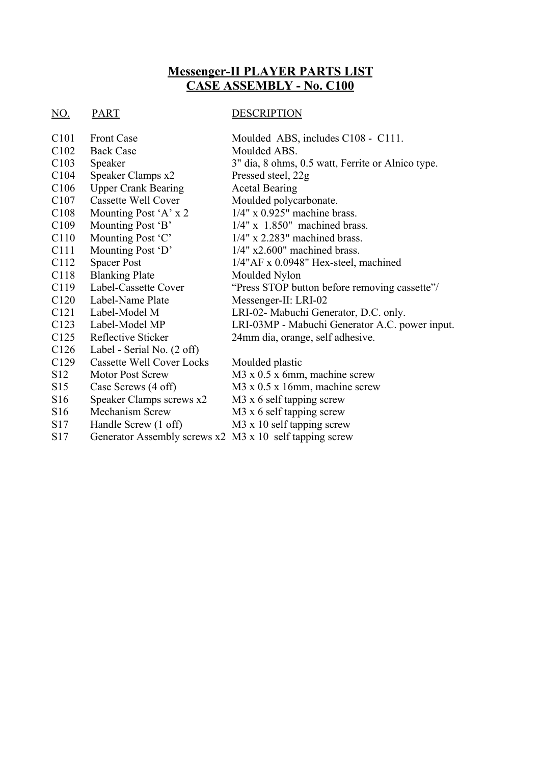## Messenger-II PLAYER PARTS LIST
## CASE ASSEMBLY - No. C100

| NO. | PART | DESCRIPTION |
|---|---|---|
| C101 | Front Case | Moulded ABS, includes C108 - C111. |
| C102 | Back Case | Moulded ABS. |
| C103 | Speaker | 3" dia, 8 ohms, 0.5 watt, Ferrite or Alnico type. |
| C104 | Speaker Clamps x2 | Pressed steel, 22g |
| C106 | Upper Crank Bearing | Acetal Bearing |
| C107 | Cassette Well Cover | Moulded polycarbonate. |
| C108 | Mounting Post 'A' x 2 | 1/4" x 0.925" machine brass. |
| C109 | Mounting Post 'B' | 1/4" x 1.850" machined brass. |
| C110 | Mounting Post 'C' | 1/4" x 2.283" machined brass. |
| C111 | Mounting Post 'D' | 1/4" x2.600" machined brass. |
| C112 | Spacer Post | 1/4"AF x 0.0948" Hex-steel, machined |
| C118 | Blanking Plate | Moulded Nylon |
| C119 | Label-Cassette Cover | "Press STOP button before removing cassette"/ |
| C120 | Label-Name Plate | Messenger-II: LRI-02 |
| C121 | Label-Model M | LRI-02- Mabuchi Generator, D.C. only. |
| C123 | Label-Model MP | LRI-03MP - Mabuchi Generator A.C. power input. |
| C125 | Reflective Sticker | 24mm dia, orange, self adhesive. |
| C126 | Label - Serial No. (2 off) | |
| C129 | Cassette Well Cover Locks | Moulded plastic |
| S12 | Motor Post Screw | M3 x 0.5 x 6mm, machine screw |
| S15 | Case Screws (4 off) | M3 x 0.5 x 16mm, machine screw |
| S16 | Speaker Clamps screws x2 | M3 x 6 self tapping screw |
| S16 | Mechanism Screw | M3 x 6 self tapping screw |
| S17 | Handle Screw (1 off) | M3 x 10 self tapping screw |
| S17 | Generator Assembly screws x2 | M3 x 10 self tapping screw |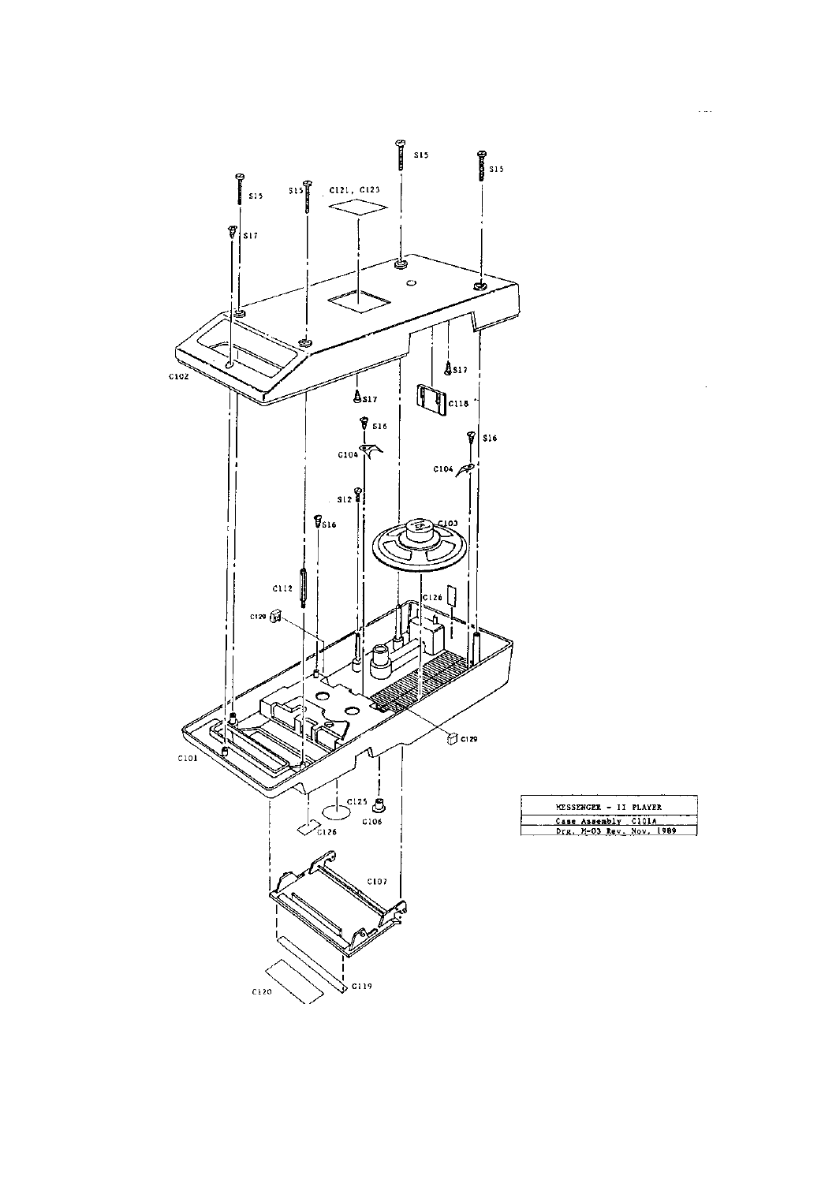S15

S15

S15

S15

C121, C123

S17

C102

S17

S17

C118

S16

S16

C104

C104

S12

S16

C103

C112

C129

C126

C129

C101

C125

C106

C126

C107

C119

C120

| MESSENGER - II PLAYER |
|---|
| Case Assembly C101A |
| Drg. M-03 Rev. Nov. 1989 |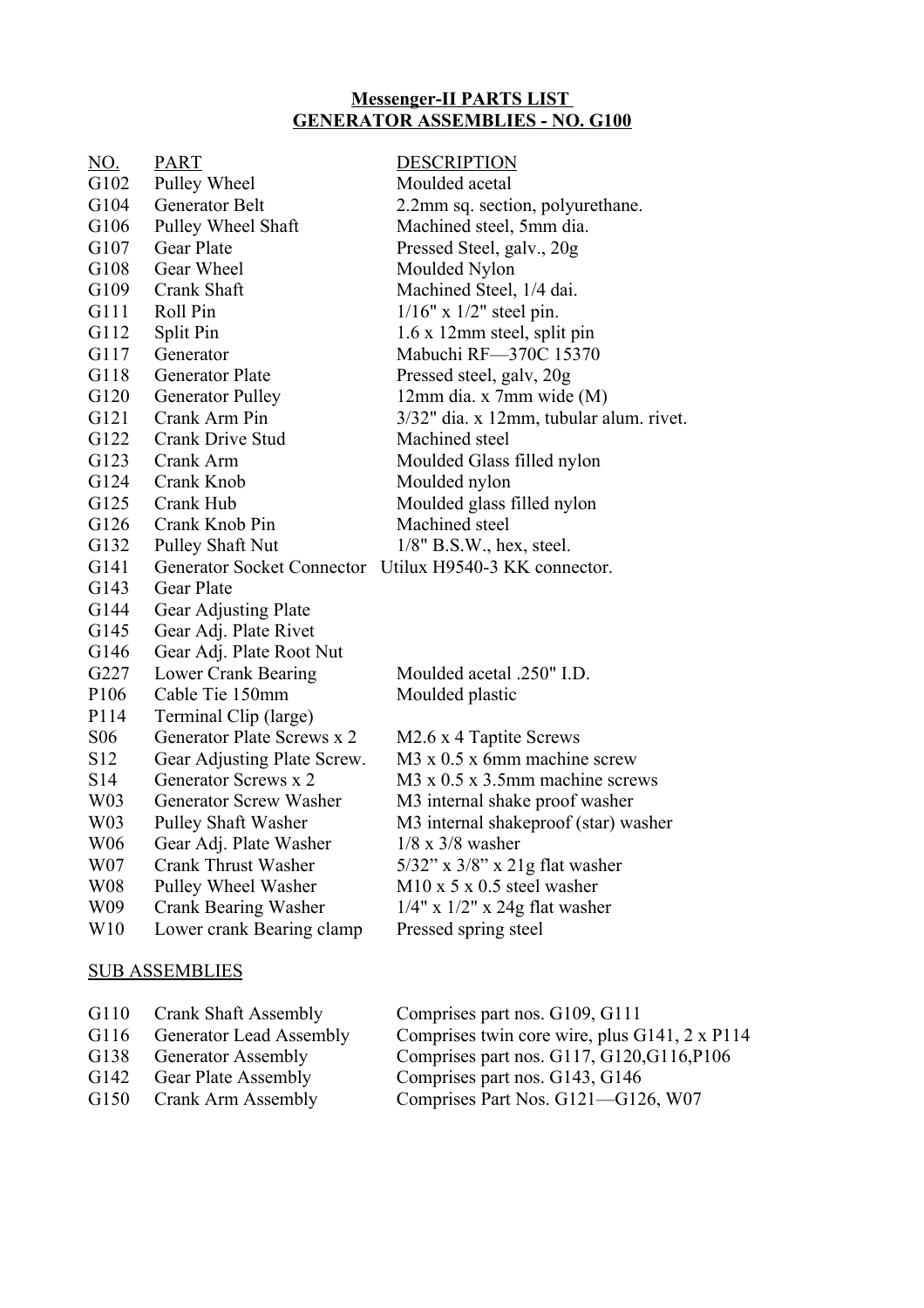# Messenger-II PARTS LIST
## GENERATOR ASSEMBLIES - NO. G100

| NO. | PART | DESCRIPTION |
|---|---|---|
| G102 | Pulley Wheel | Moulded acetal |
| G104 | Generator Belt | 2.2mm sq. section, polyurethane. |
| G106 | Pulley Wheel Shaft | Machined steel, 5mm dia. |
| G107 | Gear Plate | Pressed Steel, galv., 20g |
| G108 | Gear Wheel | Moulded Nylon |
| G109 | Crank Shaft | Machined Steel, 1/4 dai. |
| G111 | Roll Pin | 1/16" x 1/2" steel pin. |
| G112 | Split Pin | 1.6 x 12mm steel, split pin |
| G117 | Generator | Mabuchi RF—370C 15370 |
| G118 | Generator Plate | Pressed steel, galv, 20g |
| G120 | Generator Pulley | 12mm dia. x 7mm wide (M) |
| G121 | Crank Arm Pin | 3/32" dia. x 12mm, tubular alum. rivet. |
| G122 | Crank Drive Stud | Machined steel |
| G123 | Crank Arm | Moulded Glass filled nylon |
| G124 | Crank Knob | Moulded nylon |
| G125 | Crank Hub | Moulded glass filled nylon |
| G126 | Crank Knob Pin | Machined steel |
| G132 | Pulley Shaft Nut | 1/8" B.S.W., hex, steel. |
| G141 | Generator Socket Connector | Utilux H9540-3 KK connector. |
| G143 | Gear Plate | |
| G144 | Gear Adjusting Plate | |
| G145 | Gear Adj. Plate Rivet | |
| G146 | Gear Adj. Plate Root Nut | |
| G227 | Lower Crank Bearing | Moulded acetal .250" I.D. |
| P106 | Cable Tie 150mm | Moulded plastic |
| P114 | Terminal Clip (large) | |
| S06 | Generator Plate Screws x 2 | M2.6 x 4 Taptite Screws |
| S12 | Gear Adjusting Plate Screw. | M3 x 0.5 x 6mm machine screw |
| S14 | Generator Screws x 2 | M3 x 0.5 x 3.5mm machine screws |
| W03 | Generator Screw Washer | M3 internal shake proof washer |
| W03 | Pulley Shaft Washer | M3 internal shakeproof (star) washer |
| W06 | Gear Adj. Plate Washer | 1/8 x 3/8 washer |
| W07 | Crank Thrust Washer | 5/32" x 3/8" x 21g flat washer |
| W08 | Pulley Wheel Washer | M10 x 5 x 0.5 steel washer |
| W09 | Crank Bearing Washer | 1/4" x 1/2" x 24g flat washer |
| W10 | Lower crank Bearing clamp | Pressed spring steel |

## SUB ASSEMBLIES

| NO. | PART | DESCRIPTION |
|---|---|---|
| G110 | Crank Shaft Assembly | Comprises part nos. G109, G111 |
| G116 | Generator Lead Assembly | Comprises twin core wire, plus G141, 2 x P114 |
| G138 | Generator Assembly | Comprises part nos. G117, G120,G116,P106 |
| G142 | Gear Plate Assembly | Comprises part nos. G143, G146 |
| G150 | Crank Arm Assembly | Comprises Part Nos. G121—G126, W07 |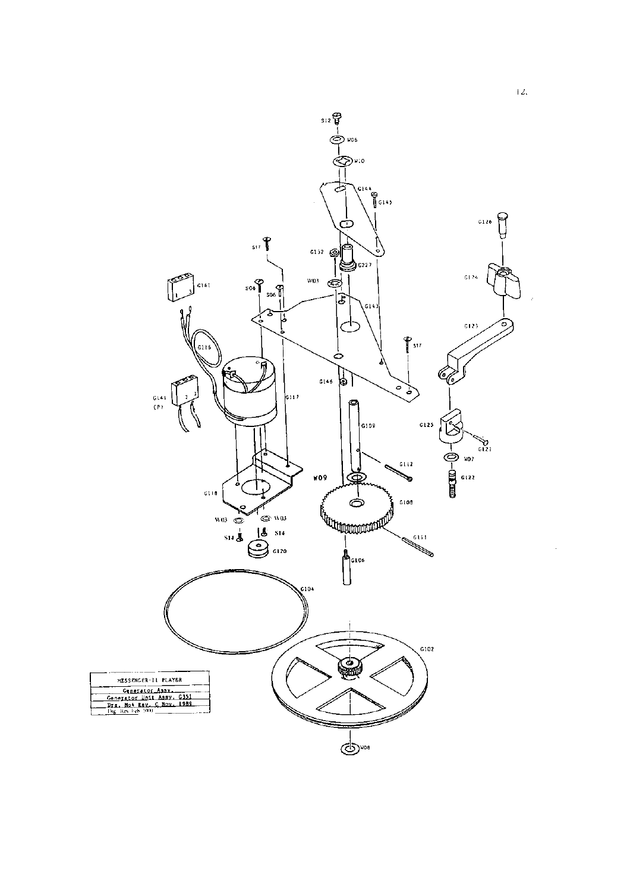S12

W06

W10

G144

G145

G126

S17

G132

G227

G124

G161

S06

S06

W03

G143

G123

G116

S17

G146

G141 (P)

G117

G109

G125

G121

W07

G112

G122

W09

G118

G108

W03

W03

S14

S14

G111

G120

G106

G104

G102

| MESSENGER-II PLAYER |
| --- |
| Generator Assy. |
| Generator Unit Assy. G351 |
| Drg. No4 Rev. C Nov. 1989 |
| Drg. Rev Feb 2000 |

W08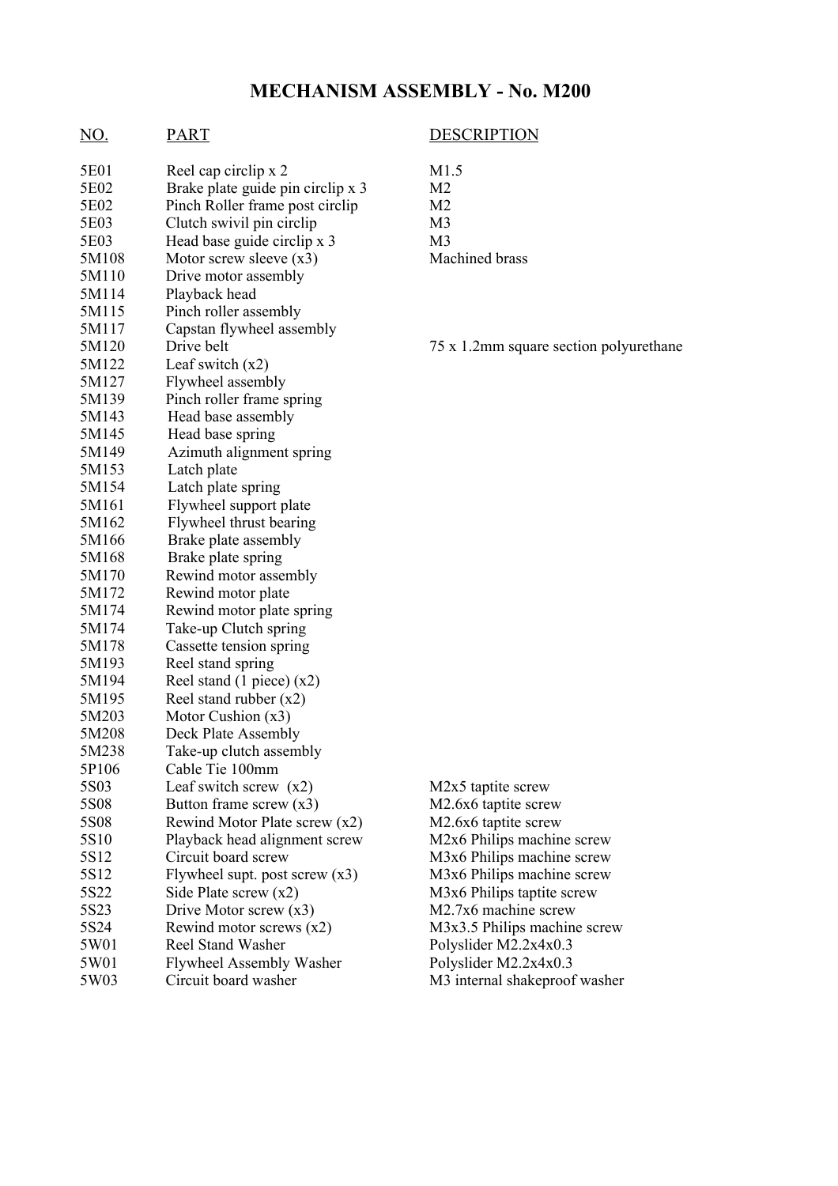# MECHANISM ASSEMBLY - No. M200

| NO. | PART | DESCRIPTION |
|---|---|---|
| 5E01 | Reel cap circlip x 2 | M1.5 |
| 5E02 | Brake plate guide pin circlip x 3 | M2 |
| 5E02 | Pinch Roller frame post circlip | M2 |
| 5E03 | Clutch swivil pin circlip | M3 |
| 5E03 | Head base guide circlip x 3 | M3 |
| 5M108 | Motor screw sleeve (x3) | Machined brass |
| 5M110 | Drive motor assembly | |
| 5M114 | Playback head | |
| 5M115 | Pinch roller assembly | |
| 5M117 | Capstan flywheel assembly | |
| 5M120 | Drive belt | 75 x 1.2mm square section polyurethane |
| 5M122 | Leaf switch (x2) | |
| 5M127 | Flywheel assembly | |
| 5M139 | Pinch roller frame spring | |
| 5M143 | Head base assembly | |
| 5M145 | Head base spring | |
| 5M149 | Azimuth alignment spring | |
| 5M153 | Latch plate | |
| 5M154 | Latch plate spring | |
| 5M161 | Flywheel support plate | |
| 5M162 | Flywheel thrust bearing | |
| 5M166 | Brake plate assembly | |
| 5M168 | Brake plate spring | |
| 5M170 | Rewind motor assembly | |
| 5M172 | Rewind motor plate | |
| 5M174 | Rewind motor plate spring | |
| 5M174 | Take-up Clutch spring | |
| 5M178 | Cassette tension spring | |
| 5M193 | Reel stand spring | |
| 5M194 | Reel stand (1 piece) (x2) | |
| 5M195 | Reel stand rubber (x2) | |
| 5M203 | Motor Cushion (x3) | |
| 5M208 | Deck Plate Assembly | |
| 5M238 | Take-up clutch assembly | |
| 5P106 | Cable Tie 100mm | |
| 5S03 | Leaf switch screw (x2) | M2x5 taptite screw |
| 5S08 | Button frame screw (x3) | M2.6x6 taptite screw |
| 5S08 | Rewind Motor Plate screw (x2) | M2.6x6 taptite screw |
| 5S10 | Playback head alignment screw | M2x6 Philips machine screw |
| 5S12 | Circuit board screw | M3x6 Philips machine screw |
| 5S12 | Flywheel supt. post screw (x3) | M3x6 Philips machine screw |
| 5S22 | Side Plate screw (x2) | M3x6 Philips taptite screw |
| 5S23 | Drive Motor screw (x3) | M2.7x6 machine screw |
| 5S24 | Rewind motor screws (x2) | M3x3.5 Philips machine screw |
| 5W01 | Reel Stand Washer | Polyslider M2.2x4x0.3 |
| 5W01 | Flywheel Assembly Washer | Polyslider M2.2x4x0.3 |
| 5W03 | Circuit board washer | M3 internal shakeproof washer |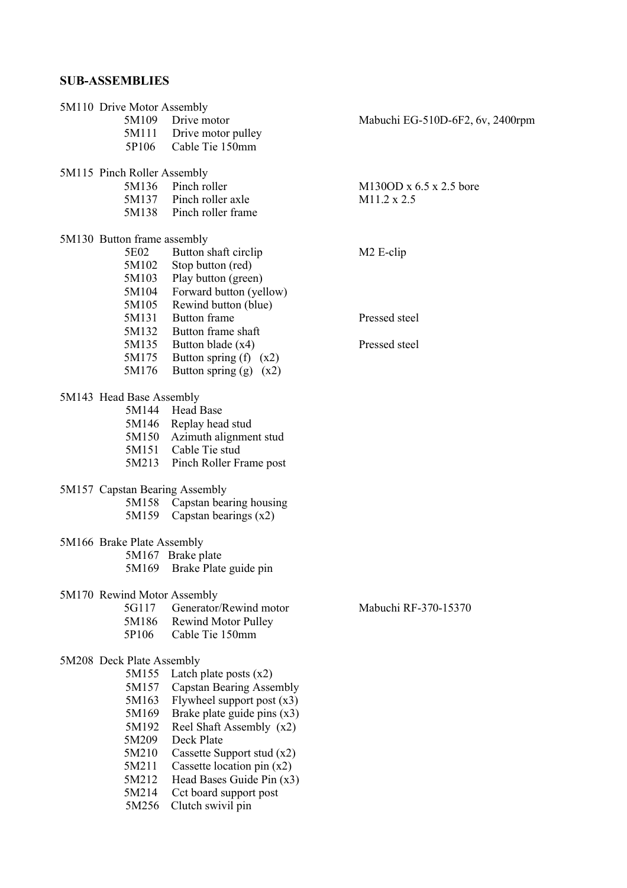## SUB-ASSEMBLIES

**5M110 Drive Motor Assembly**

| | | |
|---|---|---|
| 5M109 | Drive motor | Mabuchi EG-510D-6F2, 6v, 2400rpm |
| 5M111 | Drive motor pulley | |
| 5P106 | Cable Tie 150mm | |

**5M115 Pinch Roller Assembly**

| | | |
|---|---|---|
| 5M136 | Pinch roller | M130OD x 6.5 x 2.5 bore |
| 5M137 | Pinch roller axle | M11.2 x 2.5 |
| 5M138 | Pinch roller frame | |

**5M130 Button frame assembly**

| | | |
|---|---|---|
| 5E02 | Button shaft circlip | M2 E-clip |
| 5M102 | Stop button (red) | |
| 5M103 | Play button (green) | |
| 5M104 | Forward button (yellow) | |
| 5M105 | Rewind button (blue) | |
| 5M131 | Button frame | Pressed steel |
| 5M132 | Button frame shaft | |
| 5M135 | Button blade (x4) | Pressed steel |
| 5M175 | Button spring (f) (x2) | |
| 5M176 | Button spring (g) (x2) | |

**5M143 Head Base Assembly**

| | |
|---|---|
| 5M144 | Head Base |
| 5M146 | Replay head stud |
| 5M150 | Azimuth alignment stud |
| 5M151 | Cable Tie stud |
| 5M213 | Pinch Roller Frame post |

**5M157 Capstan Bearing Assembly**

| | |
|---|---|
| 5M158 | Capstan bearing housing |
| 5M159 | Capstan bearings (x2) |

**5M166 Brake Plate Assembly**

| | |
|---|---|
| 5M167 | Brake plate |
| 5M169 | Brake Plate guide pin |

**5M170 Rewind Motor Assembly**

| | | |
|---|---|---|
| 5G117 | Generator/Rewind motor | Mabuchi RF-370-15370 |
| 5M186 | Rewind Motor Pulley | |
| 5P106 | Cable Tie 150mm | |

**5M208 Deck Plate Assembly**

| | |
|---|---|
| 5M155 | Latch plate posts (x2) |
| 5M157 | Capstan Bearing Assembly |
| 5M163 | Flywheel support post (x3) |
| 5M169 | Brake plate guide pins (x3) |
| 5M192 | Reel Shaft Assembly (x2) |
| 5M209 | Deck Plate |
| 5M210 | Cassette Support stud (x2) |
| 5M211 | Cassette location pin (x2) |
| 5M212 | Head Bases Guide Pin (x3) |
| 5M214 | Cct board support post |
| 5M256 | Clutch swivil pin |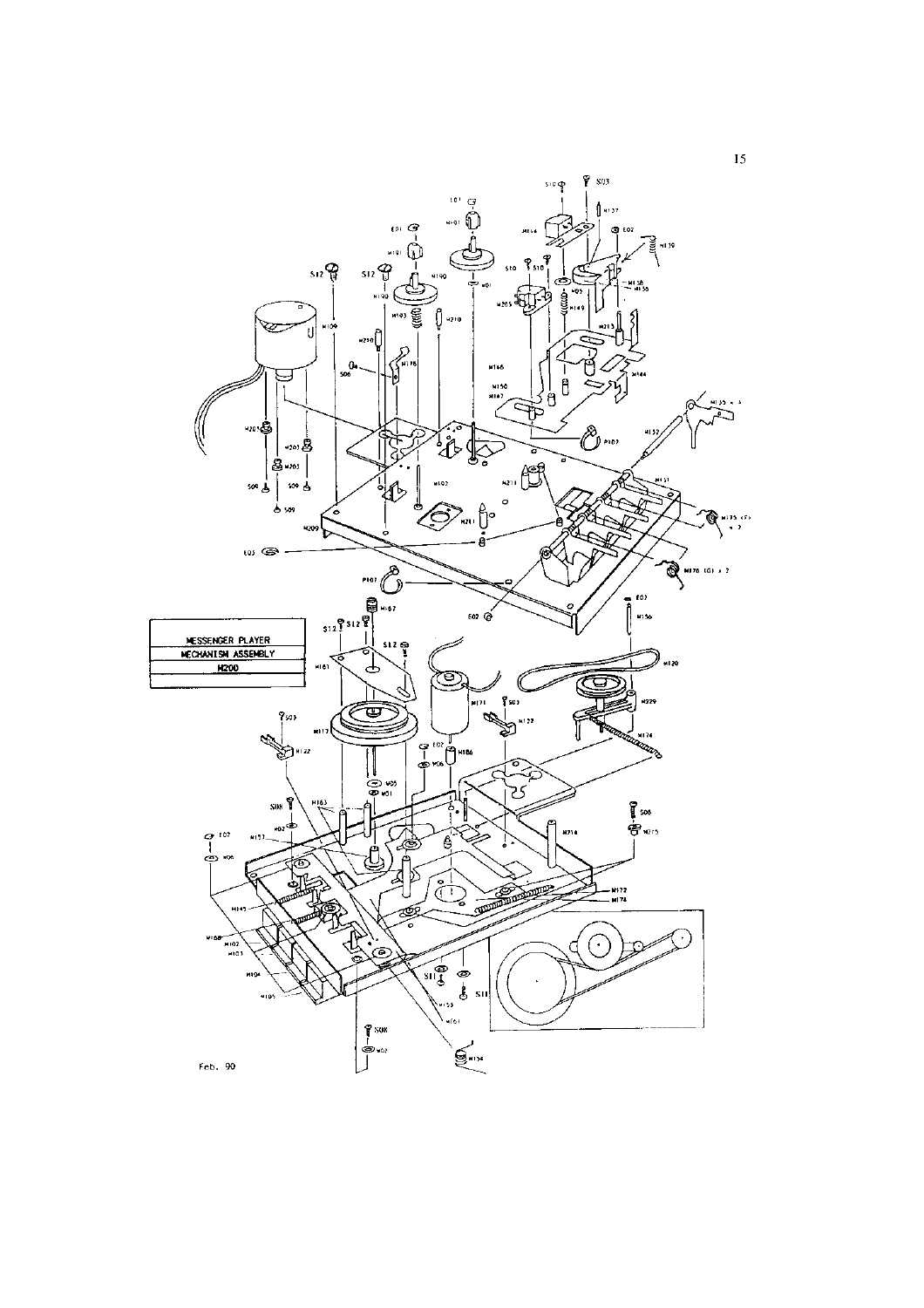| MESSENGER PLAYER |
| --- |
| MECHANISM ASSEMBLY |
| M200 |

Feb. 90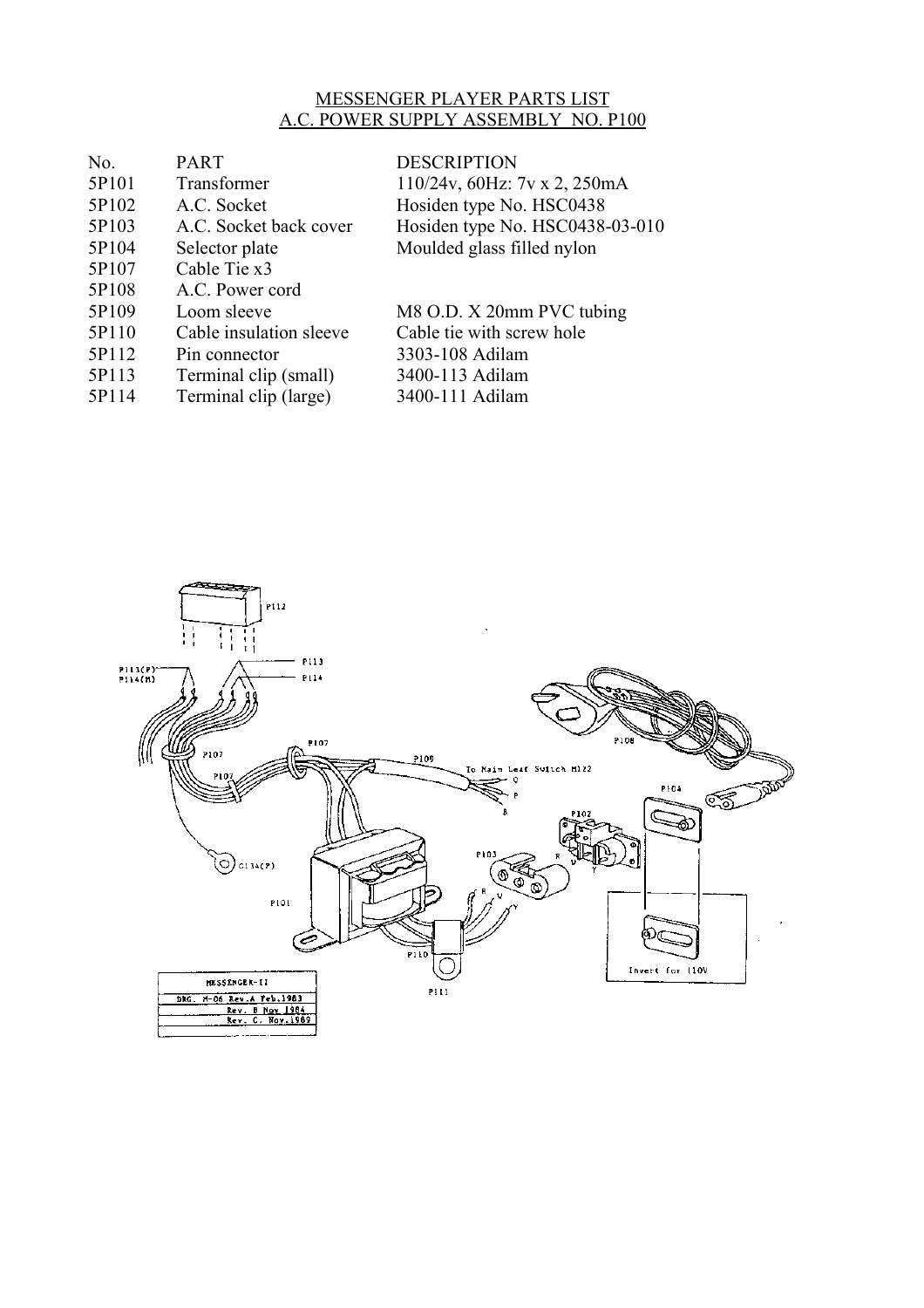MESSENGER PLAYER PARTS LIST
A.C. POWER SUPPLY ASSEMBLY NO. P100

| No. | PART | DESCRIPTION |
|---|---|---|
| 5P101 | Transformer | 110/24v, 60Hz: 7v x 2, 250mA |
| 5P102 | A.C. Socket | Hosiden type No. HSC0438 |
| 5P103 | A.C. Socket back cover | Hosiden type No. HSC0438-03-010 |
| 5P104 | Selector plate | Moulded glass filled nylon |
| 5P107 | Cable Tie x3 | |
| 5P108 | A.C. Power cord | |
| 5P109 | Loom sleeve | M8 O.D. X 20mm PVC tubing |
| 5P110 | Cable insulation sleeve | Cable tie with screw hole |
| 5P112 | Pin connector | 3303-108 Adilam |
| 5P113 | Terminal clip (small) | 3400-113 Adilam |
| 5P114 | Terminal clip (large) | 3400-111 Adilam |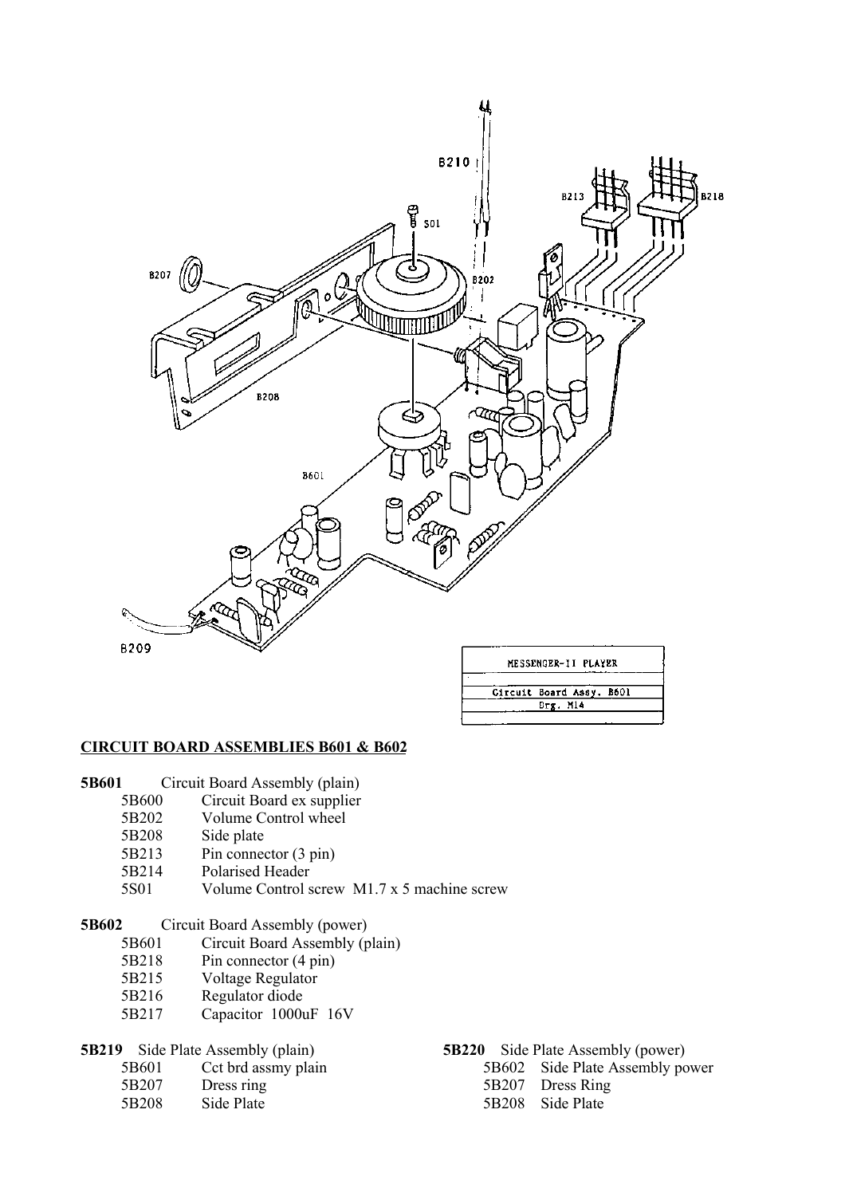## CIRCUIT BOARD ASSEMBLIES B601 & B602

**5B601** Circuit Board Assembly (plain)

- 5B600 Circuit Board ex supplier
- 5B202 Volume Control wheel
- 5B208 Side plate
- 5B213 Pin connector (3 pin)
- 5B214 Polarised Header
- 5S01 Volume Control screw M1.7 x 5 machine screw

**5B602** Circuit Board Assembly (power)

- 5B601 Circuit Board Assembly (plain)
- 5B218 Pin connector (4 pin)
- 5B215 Voltage Regulator
- 5B216 Regulator diode
- 5B217 Capacitor 1000uF 16V

**5B219** Side Plate Assembly (plain)

- 5B601 Cct brd assmy plain
- 5B207 Dress ring
- 5B208 Side Plate

**5B220** Side Plate Assembly (power)

- 5B602 Side Plate Assembly power
- 5B207 Dress Ring
- 5B208 Side Plate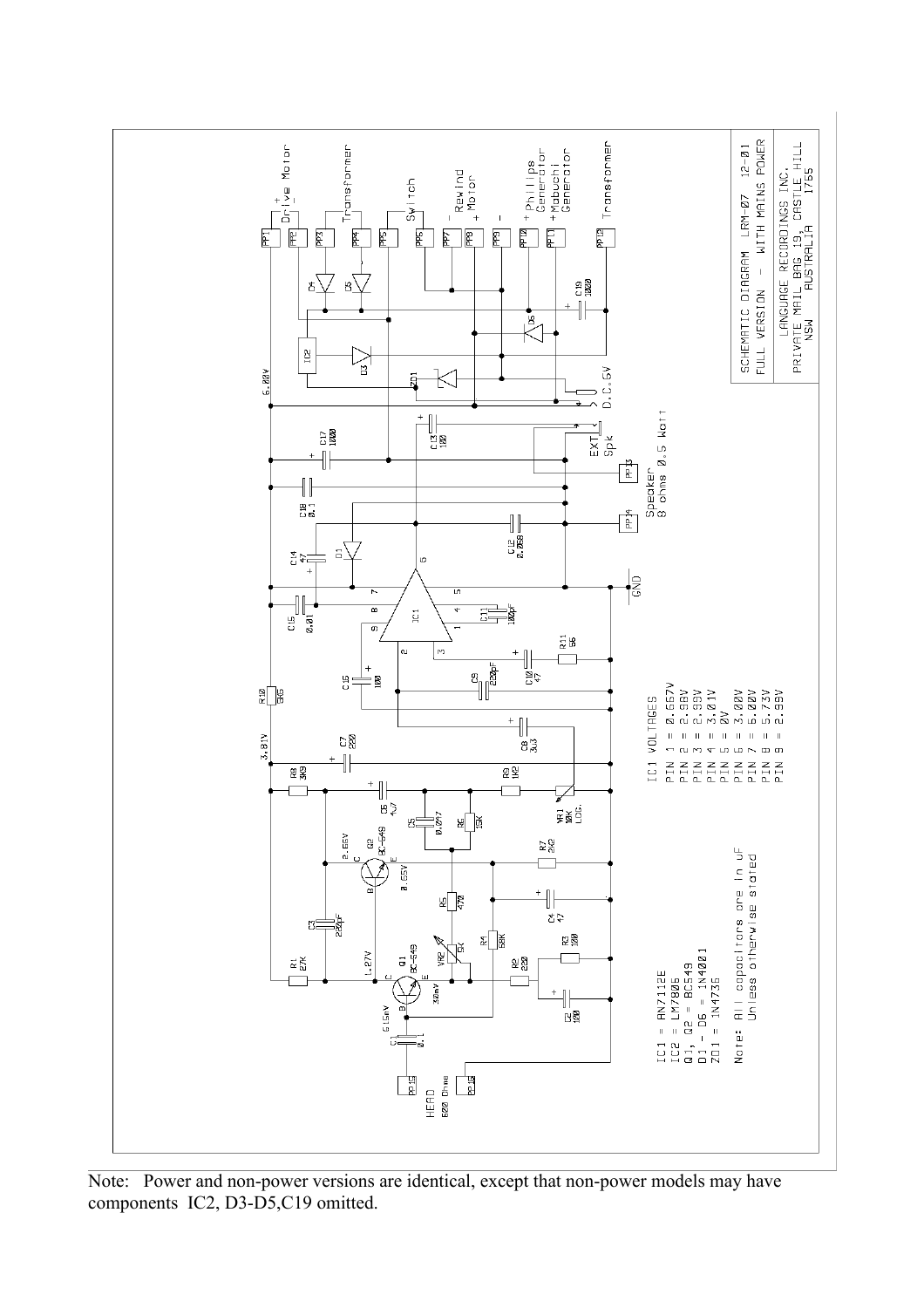**SCHEMATIC DIAGRAM LRM-07 12-01**
**FULL VERSION - WITH MAINS POWER**

LANGUAGE RECORDINGS INC.
PRIVATE MAIL BAG 19, CASTLE HILL
NSW AUSTRALIA 1765

IC1 VOLTAGES

- PIN 1 = 0.557V
- PIN 2 = 2.98V
- PIN 3 = 2.99V
- PIN 4 = 3.01V
- PIN 5 = 0V
- PIN 6 = 3.00V
- PIN 7 = 6.00V
- PIN 8 = 5.73V
- PIN 9 = 2.99V

IC1 = AN7112E
IC2 = LM7806
Q1, Q2 = BC549
D1 - D6 = 1N4001
ZD1 = 1N4735

Note: All capacitors are in uF
Unless otherwise stated

Note: Power and non-power versions are identical, except that non-power models may have components IC2, D3-D5, C19 omitted.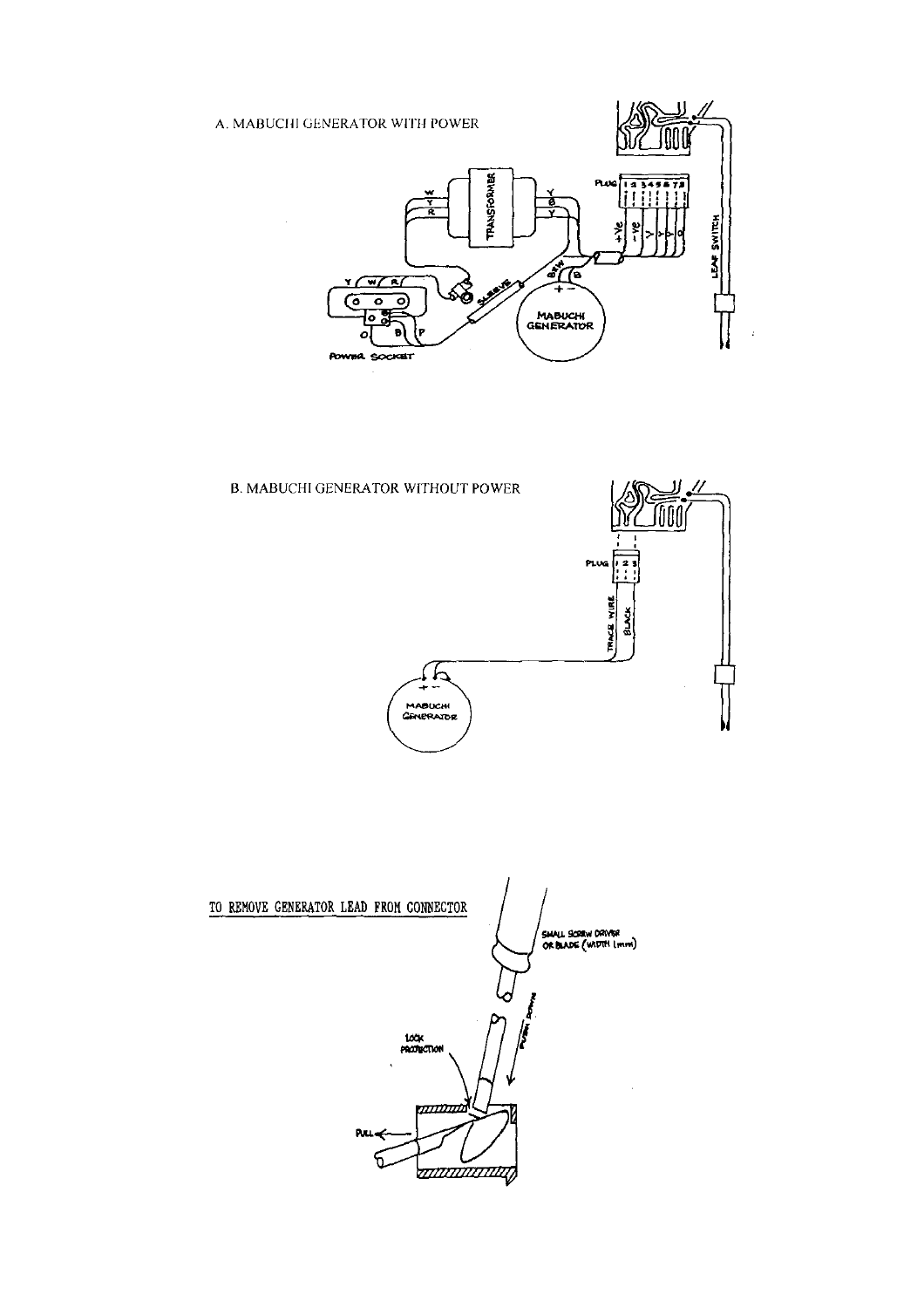A. MABUCHI GENERATOR WITH POWER

B. MABUCHI GENERATOR WITHOUT POWER

TO REMOVE GENERATOR LEAD FROM CONNECTOR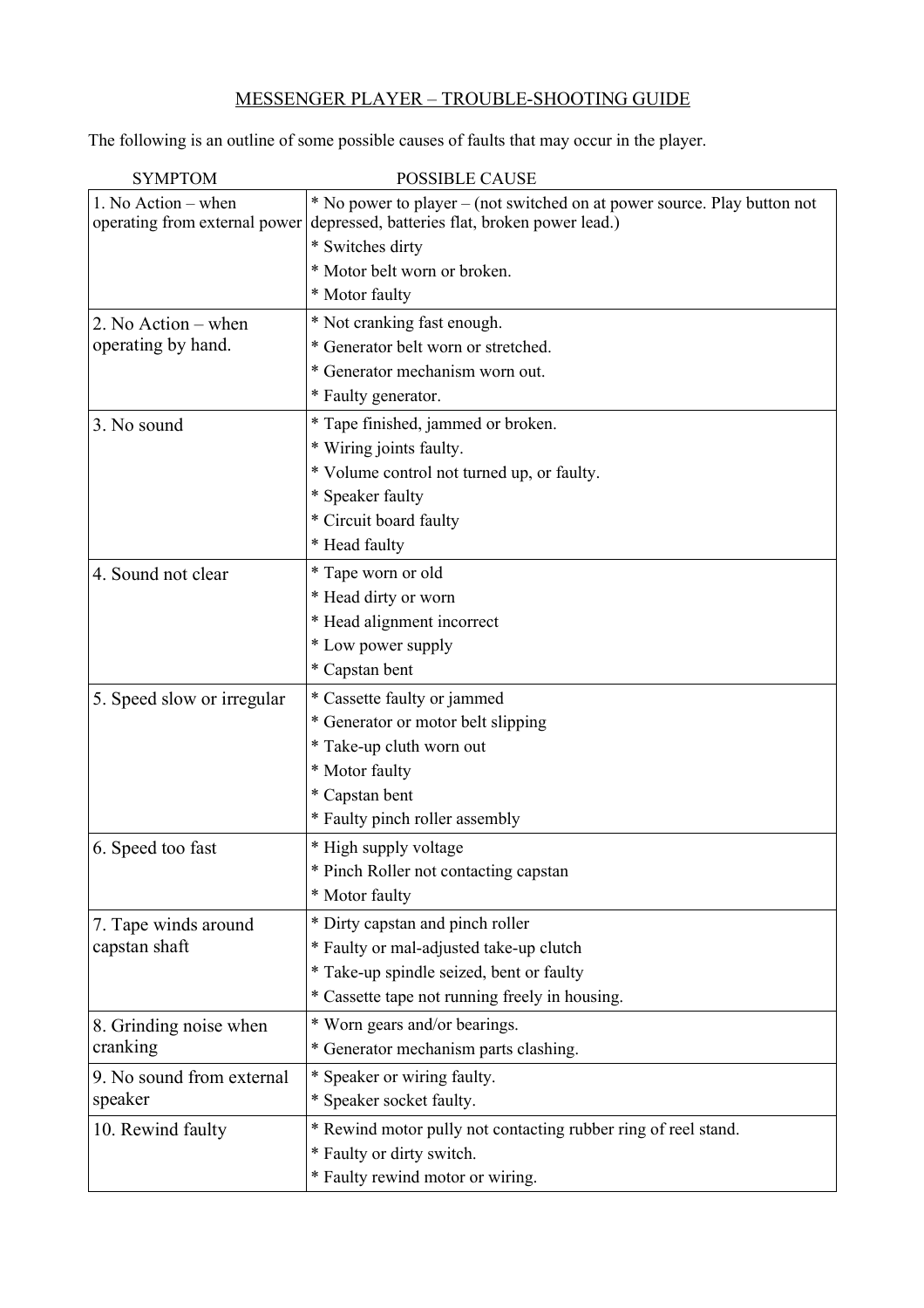# MESSENGER PLAYER – TROUBLE-SHOOTING GUIDE

The following is an outline of some possible causes of faults that may occur in the player.

| SYMPTOM | POSSIBLE CAUSE |
| --- | --- |
| 1. No Action – when operating from external power | * No power to player – (not switched on at power source. Play button not depressed, batteries flat, broken power lead.)<br>* Switches dirty<br>* Motor belt worn or broken.<br>* Motor faulty |
| 2. No Action – when operating by hand. | * Not cranking fast enough.<br>* Generator belt worn or stretched.<br>* Generator mechanism worn out.<br>* Faulty generator. |
| 3. No sound | * Tape finished, jammed or broken.<br>* Wiring joints faulty.<br>* Volume control not turned up, or faulty.<br>* Speaker faulty<br>* Circuit board faulty<br>* Head faulty |
| 4. Sound not clear | * Tape worn or old<br>* Head dirty or worn<br>* Head alignment incorrect<br>* Low power supply<br>* Capstan bent |
| 5. Speed slow or irregular | * Cassette faulty or jammed<br>* Generator or motor belt slipping<br>* Take-up cluth worn out<br>* Motor faulty<br>* Capstan bent<br>* Faulty pinch roller assembly |
| 6. Speed too fast | * High supply voltage<br>* Pinch Roller not contacting capstan<br>* Motor faulty |
| 7. Tape winds around capstan shaft | * Dirty capstan and pinch roller<br>* Faulty or mal-adjusted take-up clutch<br>* Take-up spindle seized, bent or faulty<br>* Cassette tape not running freely in housing. |
| 8. Grinding noise when cranking | * Worn gears and/or bearings.<br>* Generator mechanism parts clashing. |
| 9. No sound from external speaker | * Speaker or wiring faulty.<br>* Speaker socket faulty. |
| 10. Rewind faulty | * Rewind motor pully not contacting rubber ring of reel stand.<br>* Faulty or dirty switch.<br>* Faulty rewind motor or wiring. |